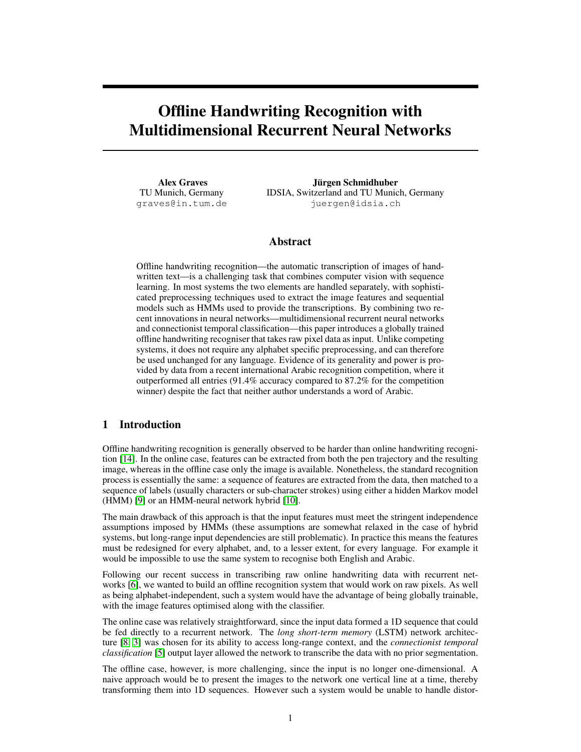# Offline Handwriting Recognition with Multidimensional Recurrent Neural Networks

**Alex Graves**
TU Munich, Germany
graves@in.tum.de

**Jürgen Schmidhuber**
IDSIA, Switzerland and TU Munich, Germany
juergen@idsia.ch

## Abstract

Offline handwriting recognition—the automatic transcription of images of handwritten text—is a challenging task that combines computer vision with sequence learning. In most systems the two elements are handled separately, with sophisticated preprocessing techniques used to extract the image features and sequential models such as HMMs used to provide the transcriptions. By combining two recent innovations in neural networks—multidimensional recurrent neural networks and connectionist temporal classification—this paper introduces a globally trained offline handwriting recogniser that takes raw pixel data as input. Unlike competing systems, it does not require any alphabet specific preprocessing, and can therefore be used unchanged for any language. Evidence of its generality and power is provided by data from a recent international Arabic recognition competition, where it outperformed all entries (91.4% accuracy compared to 87.2% for the competition winner) despite the fact that neither author understands a word of Arabic.

## 1 Introduction

Offline handwriting recognition is generally observed to be harder than online handwriting recognition [14]. In the online case, features can be extracted from both the pen trajectory and the resulting image, whereas in the offline case only the image is available. Nonetheless, the standard recognition process is essentially the same: a sequence of features are extracted from the data, then matched to a sequence of labels (usually characters or sub-character strokes) using either a hidden Markov model (HMM) [9] or an HMM-neural network hybrid [10].

The main drawback of this approach is that the input features must meet the stringent independence assumptions imposed by HMMs (these assumptions are somewhat relaxed in the case of hybrid systems, but long-range input dependencies are still problematic). In practice this means the features must be redesigned for every alphabet, and, to a lesser extent, for every language. For example it would be impossible to use the same system to recognise both English and Arabic.

Following our recent success in transcribing raw online handwriting data with recurrent networks [6], we wanted to build an offline recognition system that would work on raw pixels. As well as being alphabet-independent, such a system would have the advantage of being globally trainable, with the image features optimised along with the classifier.

The online case was relatively straightforward, since the input data formed a 1D sequence that could be fed directly to a recurrent network. The *long short-term memory* (LSTM) network architecture [8, 3] was chosen for its ability to access long-range context, and the *connectionist temporal classification* [5] output layer allowed the network to transcribe the data with no prior segmentation.

The offline case, however, is more challenging, since the input is no longer one-dimensional. A naive approach would be to present the images to the network one vertical line at a time, thereby transforming them into 1D sequences. However such a system would be unable to handle distor-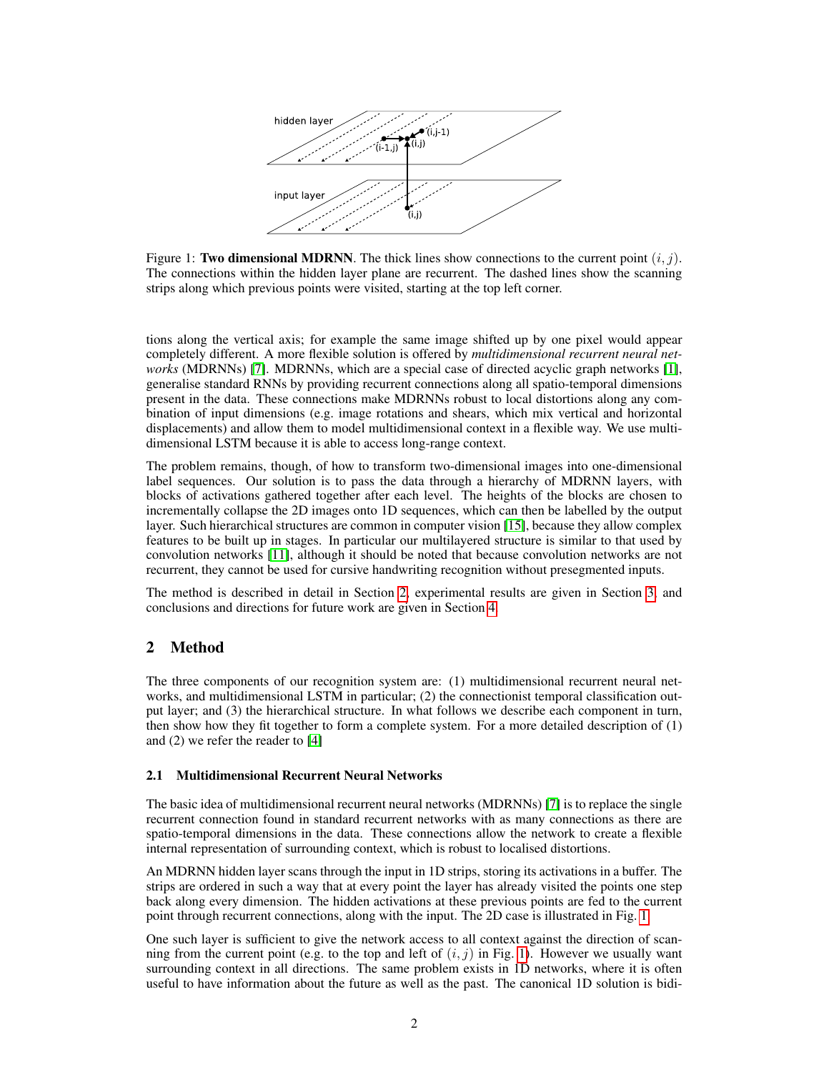Figure 1: **Two dimensional MDRNN**. The thick lines show connections to the current point $(i, j)$. The connections within the hidden layer plane are recurrent. The dashed lines show the scanning strips along which previous points were visited, starting at the top left corner.

tions along the vertical axis; for example the same image shifted up by one pixel would appear completely different. A more flexible solution is offered by *multidimensional recurrent neural networks* (MDRNNs) [7]. MDRNNs, which are a special case of directed acyclic graph networks [1], generalise standard RNNs by providing recurrent connections along all spatio-temporal dimensions present in the data. These connections make MDRNNs robust to local distortions along any combination of input dimensions (e.g. image rotations and shears, which mix vertical and horizontal displacements) and allow them to model multidimensional context in a flexible way. We use multidimensional LSTM because it is able to access long-range context.

The problem remains, though, of how to transform two-dimensional images into one-dimensional label sequences. Our solution is to pass the data through a hierarchy of MDRNN layers, with blocks of activations gathered together after each level. The heights of the blocks are chosen to incrementally collapse the 2D images onto 1D sequences, which can then be labelled by the output layer. Such hierarchical structures are common in computer vision [15], because they allow complex features to be built up in stages. In particular our multilayered structure is similar to that used by convolution networks [11], although it should be noted that because convolution networks are not recurrent, they cannot be used for cursive handwriting recognition without presegmented inputs.

The method is described in detail in Section 2, experimental results are given in Section 3, and conclusions and directions for future work are given in Section 4.

## 2 Method

The three components of our recognition system are: (1) multidimensional recurrent neural networks, and multidimensional LSTM in particular; (2) the connectionist temporal classification output layer; and (3) the hierarchical structure. In what follows we describe each component in turn, then show how they fit together to form a complete system. For a more detailed description of (1) and (2) we refer the reader to [4]

### 2.1 Multidimensional Recurrent Neural Networks

The basic idea of multidimensional recurrent neural networks (MDRNNs) [7] is to replace the single recurrent connection found in standard recurrent networks with as many connections as there are spatio-temporal dimensions in the data. These connections allow the network to create a flexible internal representation of surrounding context, which is robust to localised distortions.

An MDRNN hidden layer scans through the input in 1D strips, storing its activations in a buffer. The strips are ordered in such a way that at every point the layer has already visited the points one step back along every dimension. The hidden activations at these previous points are fed to the current point through recurrent connections, along with the input. The 2D case is illustrated in Fig. 1.

One such layer is sufficient to give the network access to all context against the direction of scanning from the current point (e.g. to the top and left of $(i, j)$ in Fig. 1). However we usually want surrounding context in all directions. The same problem exists in 1D networks, where it is often useful to have information about the future as well as the past. The canonical 1D solution is bidi-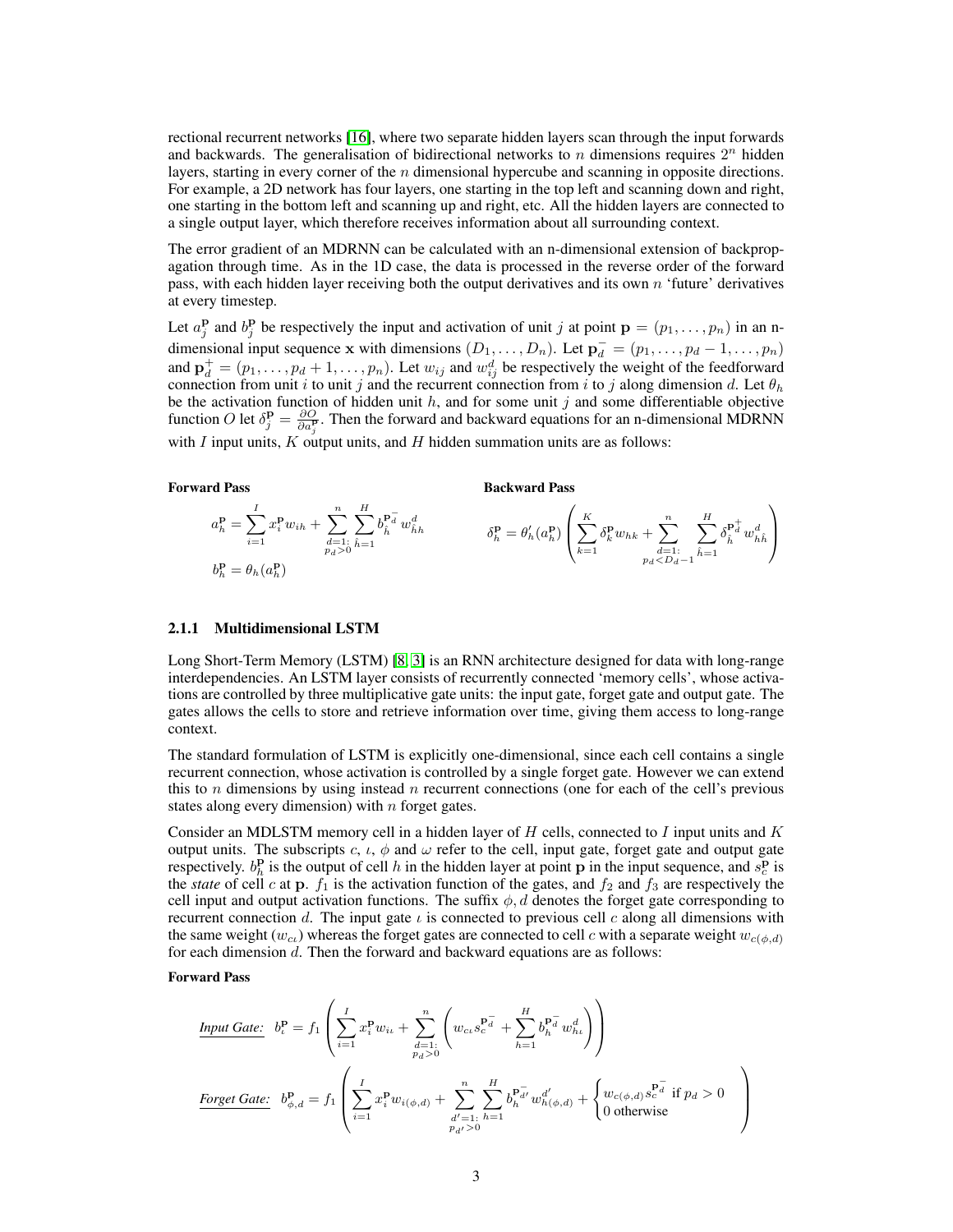rectional recurrent networks [16], where two separate hidden layers scan through the input forwards and backwards. The generalisation of bidirectional networks to $n$ dimensions requires $2^n$ hidden layers, starting in every corner of the $n$ dimensional hypercube and scanning in opposite directions. For example, a 2D network has four layers, one starting in the top left and scanning down and right, one starting in the bottom left and scanning up and right, etc. All the hidden layers are connected to a single output layer, which therefore receives information about all surrounding context.

The error gradient of an MDRNN can be calculated with an n-dimensional extension of backpropagation through time. As in the 1D case, the data is processed in the reverse order of the forward pass, with each hidden layer receiving both the output derivatives and its own $n$ 'future' derivatives at every timestep.

Let $a_j^{\mathbf{p}}$ and $b_j^{\mathbf{p}}$ be respectively the input and activation of unit $j$ at point $\mathbf{p} = (p_1, \ldots, p_n)$ in an n-dimensional input sequence $\mathbf{x}$ with dimensions $(D_1, \ldots, D_n)$. Let $\mathbf{p}_d^- = (p_1, \ldots, p_d - 1, \ldots, p_n)$ and $\mathbf{p}_d^+ = (p_1, \ldots, p_d + 1, \ldots, p_n)$. Let $w_{ij}$ and $w_{ij}^d$ be respectively the weight of the feedforward connection from unit $i$ to unit $j$ and the recurrent connection from $i$ to $j$ along dimension $d$. Let $\theta_h$ be the activation function of hidden unit $h$, and for some unit $j$ and some differentiable objective function $O$ let $\delta_j^{\mathbf{p}} = \frac{\partial O}{\partial a_j^{\mathbf{p}}}$. Then the forward and backward equations for an n-dimensional MDRNN with $I$ input units, $K$ output units, and $H$ hidden summation units are as follows:

**Forward Pass**

$$a_h^{\mathbf{p}} = \sum_{i=1}^{I} x_i^{\mathbf{p}} w_{ih} + \sum_{\substack{d=1: \\ p_d > 0}}^{n} \sum_{\hat{h}=1}^{H} b_{\hat{h}}^{\mathbf{p}_d^-} w_{\hat{h}h}^d$$

$$b_h^{\mathbf{p}} = \theta_h(a_h^{\mathbf{p}})$$

**Backward Pass**

$$\delta_h^{\mathbf{p}} = \theta_h'(a_h^{\mathbf{p}}) \left( \sum_{k=1}^{K} \delta_k^{\mathbf{p}} w_{hk} + \sum_{\substack{d=1: \\ p_d < D_d - 1}}^{n} \sum_{\hat{h}=1}^{H} \delta_{\hat{h}}^{\mathbf{p}_d^+} w_{h\hat{h}}^d \right)$$

#### 2.1.1 Multidimensional LSTM

Long Short-Term Memory (LSTM) [8, 3] is an RNN architecture designed for data with long-range interdependencies. An LSTM layer consists of recurrently connected 'memory cells', whose activations are controlled by three multiplicative gate units: the input gate, forget gate and output gate. The gates allows the cells to store and retrieve information over time, giving them access to long-range context.

The standard formulation of LSTM is explicitly one-dimensional, since each cell contains a single recurrent connection, whose activation is controlled by a single forget gate. However we can extend this to $n$ dimensions by using instead $n$ recurrent connections (one for each of the cell's previous states along every dimension) with $n$ forget gates.

Consider an MDLSTM memory cell in a hidden layer of $H$ cells, connected to $I$ input units and $K$ output units. The subscripts $c$, $\iota$, $\phi$ and $\omega$ refer to the cell, input gate, forget gate and output gate respectively. $b_h^{\mathbf{p}}$ is the output of cell $h$ in the hidden layer at point $\mathbf{p}$ in the input sequence, and $s_c^{\mathbf{p}}$ is the *state* of cell $c$ at $\mathbf{p}$. $f_1$ is the activation function of the gates, and $f_2$ and $f_3$ are respectively the cell input and output activation functions. The suffix $\phi, d$ denotes the forget gate corresponding to recurrent connection $d$. The input gate $\iota$ is connected to previous cell $c$ along all dimensions with the same weight ($w_{c\iota}$) whereas the forget gates are connected to cell $c$ with a separate weight $w_{c(\phi,d)}$ for each dimension $d$. Then the forward and backward equations are as follows:

**Forward Pass**

<u>*Input Gate:*</u>
$$b_\iota^{\mathbf{p}} = f_1 \left( \sum_{i=1}^{I} x_i^{\mathbf{p}} w_{i\iota} + \sum_{\substack{d=1: \\ p_d > 0}}^{n} \left( w_{c\iota} s_c^{\mathbf{p}_d^-} + \sum_{h=1}^{H} b_h^{\mathbf{p}_d^-} w_{h\iota}^d \right) \right)$$

<u>*Forget Gate:*</u>
$$b_{\phi,d}^{\mathbf{p}} = f_1 \left( \sum_{i=1}^{I} x_i^{\mathbf{p}} w_{i(\phi,d)} + \sum_{\substack{d'=1: \\ p_{d'} > 0}}^{n} \sum_{h=1}^{H} b_h^{\mathbf{p}_{d'}^-} w_{h(\phi,d)}^{d'} + \begin{cases} w_{c(\phi,d)} s_c^{\mathbf{p}_d^-} & \text{if } p_d > 0 \\ 0 & \text{otherwise} \end{cases} \right)$$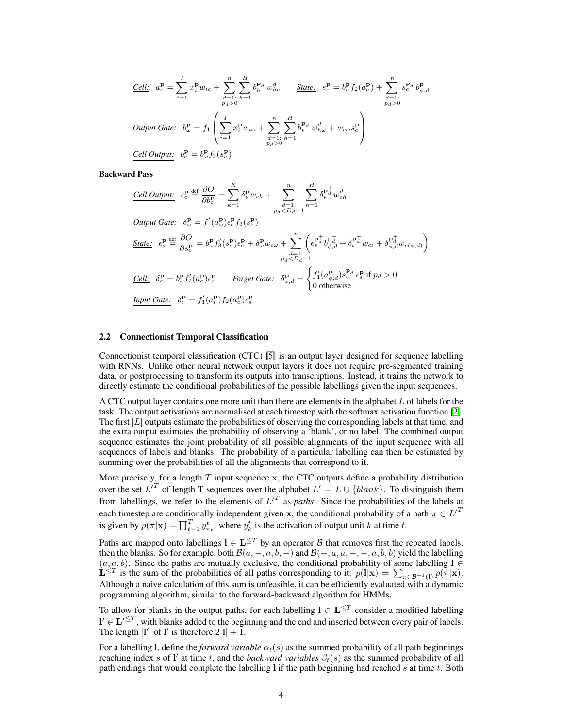$$\underline{\textit{Cell:}}\quad a_c^{\mathbf{p}} = \sum_{i=1}^{I} x_i^{\mathbf{p}} w_{ic} + \sum_{\substack{d=1:\\ p_d>0}}^{n} \sum_{h=1}^{H} b_h^{\mathbf{p}_d^-} w_{hc}^d \qquad \underline{\textit{State:}}\quad s_c^{\mathbf{p}} = b_\iota^{\mathbf{p}} f_2(a_c^{\mathbf{p}}) + \sum_{\substack{d=1:\\ p_d>0}}^{n} s_c^{\mathbf{p}_d^-} b_{\phi,d}^{\mathbf{p}}$$

$$\underline{\textit{Output Gate:}}\quad b_\omega^{\mathbf{p}} = f_1\left( \sum_{i=1}^{I} x_i^{\mathbf{p}} w_{i\omega} + \sum_{\substack{d=1:\\ p_d>0}}^{n} \sum_{h=1}^{H} b_h^{\mathbf{p}_d^-} w_{h\omega}^d + w_{c\omega} s_c^{\mathbf{p}} \right)$$

$$\underline{\textit{Cell Output:}}\quad b_c^{\mathbf{p}} = b_\omega^{\mathbf{p}} f_3(s_c^{\mathbf{p}})$$

**Backward Pass**

$$\underline{\textit{Cell Output:}}\quad \epsilon_c^{\mathbf{p}} \stackrel{\text{def}}{=} \frac{\partial O}{\partial b_c^{\mathbf{p}}} = \sum_{k=1}^{K} \delta_k^{\mathbf{p}} w_{ck} + \sum_{\substack{d=1:\\ p_d<D_d-1}}^{n} \sum_{h=1}^{H} \delta_h^{\mathbf{p}_d^+} w_{ch}^d$$

$$\underline{\textit{Output Gate:}}\quad \delta_\omega^{\mathbf{p}} = f_1'(a_\omega^{\mathbf{p}}) \epsilon_c^{\mathbf{p}} f_3(s_c^{\mathbf{p}})$$

$$\underline{\textit{State:}}\quad \epsilon_s^{\mathbf{p}} \stackrel{\text{def}}{=} \frac{\partial O}{\partial s_c^{\mathbf{p}}} = b_\omega^{\mathbf{p}} f_3'(s_c^{\mathbf{p}}) \epsilon_c^{\mathbf{p}} + \delta_\omega^{\mathbf{p}} w_{c\omega} + \sum_{\substack{d=1:\\ p_d<D_d-1}}^{n} \left( \epsilon_s^{\mathbf{p}_d^+} b_{\phi,d}^{\mathbf{p}_d^+} + \delta_\iota^{\mathbf{p}_d^+} w_{c\iota} + \delta_{\phi,d}^{\mathbf{p}_d^+} w_{c(\phi,d)} \right)$$

$$\underline{\textit{Cell:}}\quad \delta_c^{\mathbf{p}} = b_\iota^{\mathbf{p}} f_2'(a_c^{\mathbf{p}}) \epsilon_s^{\mathbf{p}} \qquad \underline{\textit{Forget Gate:}}\quad \delta_{\phi,d}^{\mathbf{p}} = \begin{cases} f_1'(a_{\phi,d}^{\mathbf{p}}) s_c^{\mathbf{p}_d^-} \epsilon_s^{\mathbf{p}} \text{ if } p_d > 0 \\ 0 \text{ otherwise} \end{cases}$$

$$\underline{\textit{Input Gate:}}\quad \delta_\iota^{\mathbf{p}} = f_1'(a_\iota^{\mathbf{p}}) f_2(a_c^{\mathbf{p}}) \epsilon_s^{\mathbf{p}}$$

### 2.2 Connectionist Temporal Classification

Connectionist temporal classification (CTC) [5] is an output layer designed for sequence labelling with RNNs. Unlike other neural network output layers it does not require pre-segmented training data, or postprocessing to transform its outputs into transcriptions. Instead, it trains the network to directly estimate the conditional probabilities of the possible labellings given the input sequences.

A CTC output layer contains one more unit than there are elements in the alphabet $L$ of labels for the task. The output activations are normalised at each timestep with the softmax activation function [2]. The first $|L|$ outputs estimate the probabilities of observing the corresponding labels at that time, and the extra output estimates the probability of observing a 'blank', or no label. The combined output sequence estimates the joint probability of all possible alignments of the input sequence with all sequences of labels and blanks. The probability of a particular labelling can then be estimated by summing over the probabilities of all the alignments that correspond to it.

More precisely, for a length $T$ input sequence $\mathbf{x}$, the CTC outputs define a probability distribution over the set $L'^T$ of length T sequences over the alphabet $L' = L \cup \{blank\}$. To distinguish them from labellings, we refer to the elements of $L'^T$ as *paths*. Since the probabilities of the labels at each timestep are conditionally independent given $\mathbf{x}$, the conditional probability of a path $\pi \in L'^T$ is given by $p(\pi|\mathbf{x}) = \prod_{t=1}^{T} y_{\pi_t}^t$. where $y_k^t$ is the activation of output unit $k$ at time $t$.

Paths are mapped onto labellings $\mathbf{l} \in \mathbf{L}^{\leq T}$ by an operator $\mathcal{B}$ that removes first the repeated labels, then the blanks. So for example, both $\mathcal{B}(a, -, a, b, -)$ and $\mathcal{B}(-, a, a, -, -, a, b, b)$ yield the labelling $(a, a, b)$. Since the paths are mutually exclusive, the conditional probability of some labelling $\mathbf{l} \in \mathbf{L}^{\leq T}$ is the sum of the probabilities of all paths corresponding to it: $p(\mathbf{l}|\mathbf{x}) = \sum_{\pi \in \mathcal{B}^{-1}(\mathbf{l})} p(\pi|\mathbf{x})$. Although a naive calculation of this sum is unfeasible, it can be efficiently evaluated with a dynamic programming algorithm, similar to the forward-backward algorithm for HMMs.

To allow for blanks in the output paths, for each labelling $\mathbf{l} \in \mathbf{L}^{\leq T}$ consider a modified labelling $\mathbf{l}' \in \mathbf{L}'^{\leq T}$, with blanks added to the beginning and the end and inserted between every pair of labels. The length $|\mathbf{l}'|$ of $\mathbf{l}'$ is therefore $2|\mathbf{l}| + 1$.

For a labelling $\mathbf{l}$, define the *forward variable* $\alpha_t(s)$ as the summed probability of all path beginnings reaching index $s$ of $\mathbf{l}'$ at time $t$, and the *backward variables* $\beta_t(s)$ as the summed probability of all path endings that would complete the labelling $\mathbf{l}$ if the path beginning had reached $s$ at time $t$. Both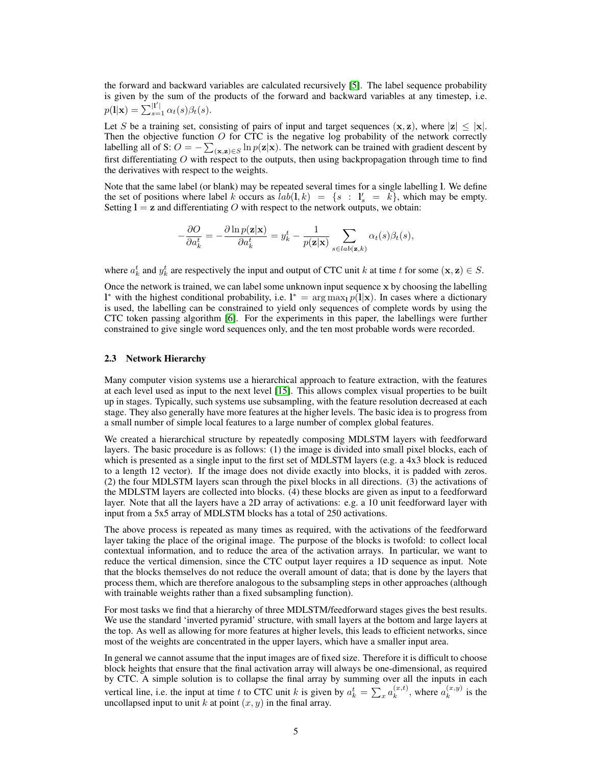the forward and backward variables are calculated recursively [5]. The label sequence probability is given by the sum of the products of the forward and backward variables at any timestep, i.e. $p(\mathbf{l}|\mathbf{x}) = \sum_{s=1}^{|\mathbf{l}'|} \alpha_t(s)\beta_t(s)$.

Let $S$ be a training set, consisting of pairs of input and target sequences $(\mathbf{x}, \mathbf{z})$, where $|\mathbf{z}| \leq |\mathbf{x}|$. Then the objective function $O$ for CTC is the negative log probability of the network correctly labelling all of S: $O = -\sum_{(\mathbf{x},\mathbf{z})\in S} \ln p(\mathbf{z}|\mathbf{x})$. The network can be trained with gradient descent by first differentiating $O$ with respect to the outputs, then using backpropagation through time to find the derivatives with respect to the weights.

Note that the same label (or blank) may be repeated several times for a single labelling $\mathbf{l}$. We define the set of positions where label $k$ occurs as $lab(\mathbf{l}, k) = \{s : \mathbf{l}'_s = k\}$, which may be empty. Setting $\mathbf{l} = \mathbf{z}$ and differentiating $O$ with respect to the network outputs, we obtain:

$$-\frac{\partial O}{\partial a_k^t} = -\frac{\partial \ln p(\mathbf{z}|\mathbf{x})}{\partial a_k^t} = y_k^t - \frac{1}{p(\mathbf{z}|\mathbf{x})} \sum_{s \in lab(\mathbf{z},k)} \alpha_t(s)\beta_t(s),$$

where $a_k^t$ and $y_k^t$ are respectively the input and output of CTC unit $k$ at time $t$ for some $(\mathbf{x}, \mathbf{z}) \in S$.

Once the network is trained, we can label some unknown input sequence $\mathbf{x}$ by choosing the labelling $\mathbf{l}^*$ with the highest conditional probability, i.e. $\mathbf{l}^* = \arg\max_{\mathbf{l}} p(\mathbf{l}|\mathbf{x})$. In cases where a dictionary is used, the labelling can be constrained to yield only sequences of complete words by using the CTC token passing algorithm [6]. For the experiments in this paper, the labellings were further constrained to give single word sequences only, and the ten most probable words were recorded.

### 2.3 Network Hierarchy

Many computer vision systems use a hierarchical approach to feature extraction, with the features at each level used as input to the next level [15]. This allows complex visual properties to be built up in stages. Typically, such systems use subsampling, with the feature resolution decreased at each stage. They also generally have more features at the higher levels. The basic idea is to progress from a small number of simple local features to a large number of complex global features.

We created a hierarchical structure by repeatedly composing MDLSTM layers with feedforward layers. The basic procedure is as follows: (1) the image is divided into small pixel blocks, each of which is presented as a single input to the first set of MDLSTM layers (e.g. a 4x3 block is reduced to a length 12 vector). If the image does not divide exactly into blocks, it is padded with zeros. (2) the four MDLSTM layers scan through the pixel blocks in all directions. (3) the activations of the MDLSTM layers are collected into blocks. (4) these blocks are given as input to a feedforward layer. Note that all the layers have a 2D array of activations: e.g. a 10 unit feedforward layer with input from a 5x5 array of MDLSTM blocks has a total of 250 activations.

The above process is repeated as many times as required, with the activations of the feedforward layer taking the place of the original image. The purpose of the blocks is twofold: to collect local contextual information, and to reduce the area of the activation arrays. In particular, we want to reduce the vertical dimension, since the CTC output layer requires a 1D sequence as input. Note that the blocks themselves do not reduce the overall amount of data; that is done by the layers that process them, which are therefore analogous to the subsampling steps in other approaches (although with trainable weights rather than a fixed subsampling function).

For most tasks we find that a hierarchy of three MDLSTM/feedforward stages gives the best results. We use the standard 'inverted pyramid' structure, with small layers at the bottom and large layers at the top. As well as allowing for more features at higher levels, this leads to efficient networks, since most of the weights are concentrated in the upper layers, which have a smaller input area.

In general we cannot assume that the input images are of fixed size. Therefore it is difficult to choose block heights that ensure that the final activation array will always be one-dimensional, as required by CTC. A simple solution is to collapse the final array by summing over all the inputs in each vertical line, i.e. the input at time $t$ to CTC unit $k$ is given by $a_k^t = \sum_x a_k^{(x,t)}$, where $a_k^{(x,y)}$ is the uncollapsed input to unit $k$ at point $(x, y)$ in the final array.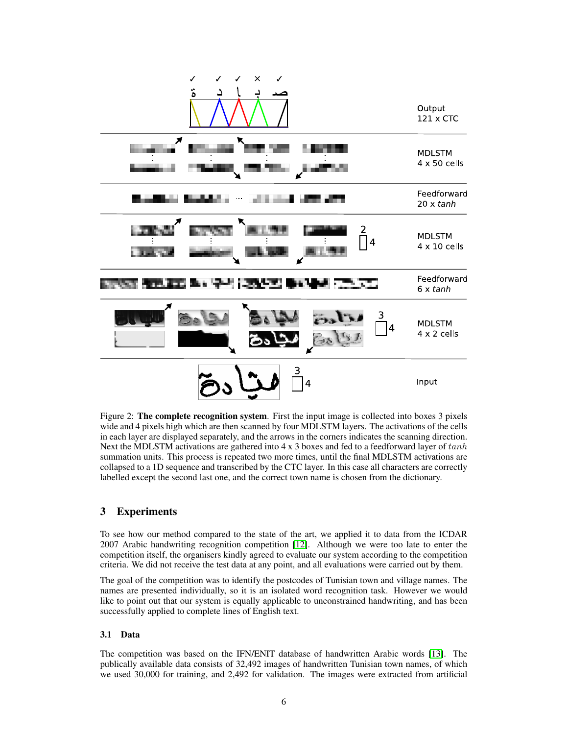Figure 2: **The complete recognition system**. First the input image is collected into boxes 3 pixels wide and 4 pixels high which are then scanned by four MDLSTM layers. The activations of the cells in each layer are displayed separately, and the arrows in the corners indicates the scanning direction. Next the MDLSTM activations are gathered into 4 x 3 boxes and fed to a feedforward layer of $tanh$ summation units. This process is repeated two more times, until the final MDLSTM activations are collapsed to a 1D sequence and transcribed by the CTC layer. In this case all characters are correctly labelled except the second last one, and the correct town name is chosen from the dictionary.

## 3 Experiments

To see how our method compared to the state of the art, we applied it to data from the ICDAR 2007 Arabic handwriting recognition competition [12]. Although we were too late to enter the competition itself, the organisers kindly agreed to evaluate our system according to the competition criteria. We did not receive the test data at any point, and all evaluations were carried out by them.

The goal of the competition was to identify the postcodes of Tunisian town and village names. The names are presented individually, so it is an isolated word recognition task. However we would like to point out that our system is equally applicable to unconstrained handwriting, and has been successfully applied to complete lines of English text.

### 3.1 Data

The competition was based on the IFN/ENIT database of handwritten Arabic words [13]. The publically available data consists of 32,492 images of handwritten Tunisian town names, of which we used 30,000 for training, and 2,492 for validation. The images were extracted from artificial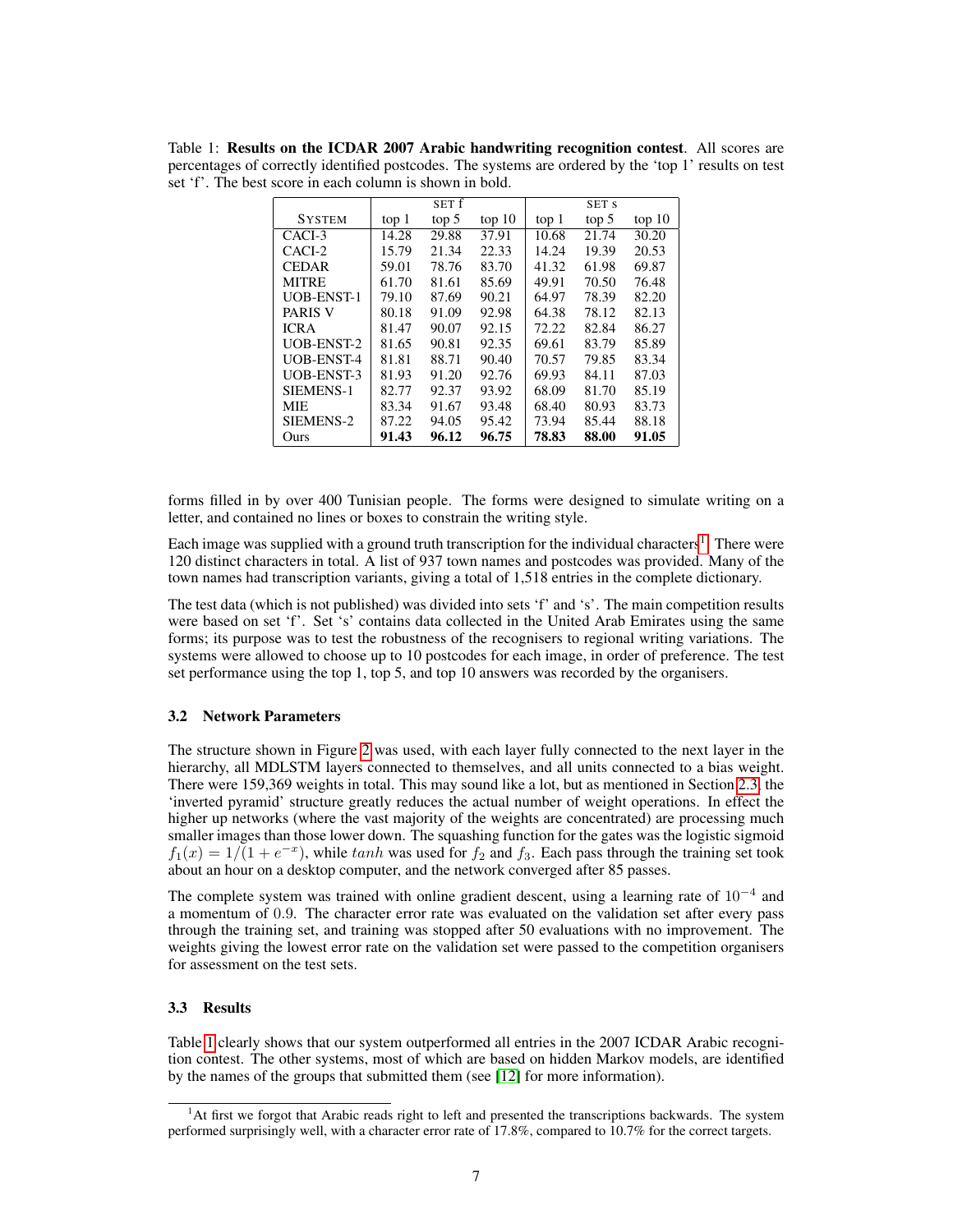Table 1: **Results on the ICDAR 2007 Arabic handwriting recognition contest**. All scores are percentages of correctly identified postcodes. The systems are ordered by the 'top 1' results on test set 'f'. The best score in each column is shown in bold.

| SYSTEM | SET f | | | SET s | | |
|---|---|---|---|---|---|---|
| | top 1 | top 5 | top 10 | top 1 | top 5 | top 10 |
| CACI-3 | 14.28 | 29.88 | 37.91 | 10.68 | 21.74 | 30.20 |
| CACI-2 | 15.79 | 21.34 | 22.33 | 14.24 | 19.39 | 20.53 |
| CEDAR | 59.01 | 78.76 | 83.70 | 41.32 | 61.98 | 69.87 |
| MITRE | 61.70 | 81.61 | 85.69 | 49.91 | 70.50 | 76.48 |
| UOB-ENST-1 | 79.10 | 87.69 | 90.21 | 64.97 | 78.39 | 82.20 |
| PARIS V | 80.18 | 91.09 | 92.98 | 64.38 | 78.12 | 82.13 |
| ICRA | 81.47 | 90.07 | 92.15 | 72.22 | 82.84 | 86.27 |
| UOB-ENST-2 | 81.65 | 90.81 | 92.35 | 69.61 | 83.79 | 85.89 |
| UOB-ENST-4 | 81.81 | 88.71 | 90.40 | 70.57 | 79.85 | 83.34 |
| UOB-ENST-3 | 81.93 | 91.20 | 92.76 | 69.93 | 84.11 | 87.03 |
| SIEMENS-1 | 82.77 | 92.37 | 93.92 | 68.09 | 81.70 | 85.19 |
| MIE | 83.34 | 91.67 | 93.48 | 68.40 | 80.93 | 83.73 |
| SIEMENS-2 | 87.22 | 94.05 | 95.42 | 73.94 | 85.44 | 88.18 |
| Ours | **91.43** | **96.12** | **96.75** | **78.83** | **88.00** | **91.05** |

forms filled in by over 400 Tunisian people. The forms were designed to simulate writing on a letter, and contained no lines or boxes to constrain the writing style.

Each image was supplied with a ground truth transcription for the individual characters[1]. There were 120 distinct characters in total. A list of 937 town names and postcodes was provided. Many of the town names had transcription variants, giving a total of 1,518 entries in the complete dictionary.

The test data (which is not published) was divided into sets 'f' and 's'. The main competition results were based on set 'f'. Set 's' contains data collected in the United Arab Emirates using the same forms; its purpose was to test the robustness of the recognisers to regional writing variations. The systems were allowed to choose up to 10 postcodes for each image, in order of preference. The test set performance using the top 1, top 5, and top 10 answers was recorded by the organisers.

### 3.2 Network Parameters

The structure shown in Figure 2 was used, with each layer fully connected to the next layer in the hierarchy, all MDLSTM layers connected to themselves, and all units connected to a bias weight. There were 159,369 weights in total. This may sound like a lot, but as mentioned in Section 2.3, the 'inverted pyramid' structure greatly reduces the actual number of weight operations. In effect the higher up networks (where the vast majority of the weights are concentrated) are processing much smaller images than those lower down. The squashing function for the gates was the logistic sigmoid $f_1(x) = 1/(1 + e^{-x})$, while $tanh$ was used for $f_2$ and $f_3$. Each pass through the training set took about an hour on a desktop computer, and the network converged after 85 passes.

The complete system was trained with online gradient descent, using a learning rate of $10^{-4}$ and a momentum of 0.9. The character error rate was evaluated on the validation set after every pass through the training set, and training was stopped after 50 evaluations with no improvement. The weights giving the lowest error rate on the validation set were passed to the competition organisers for assessment on the test sets.

### 3.3 Results

Table 1 clearly shows that our system outperformed all entries in the 2007 ICDAR Arabic recognition contest. The other systems, most of which are based on hidden Markov models, are identified by the names of the groups that submitted them (see [12] for more information).

[1] At first we forgot that Arabic reads right to left and presented the transcriptions backwards. The system performed surprisingly well, with a character error rate of 17.8%, compared to 10.7% for the correct targets.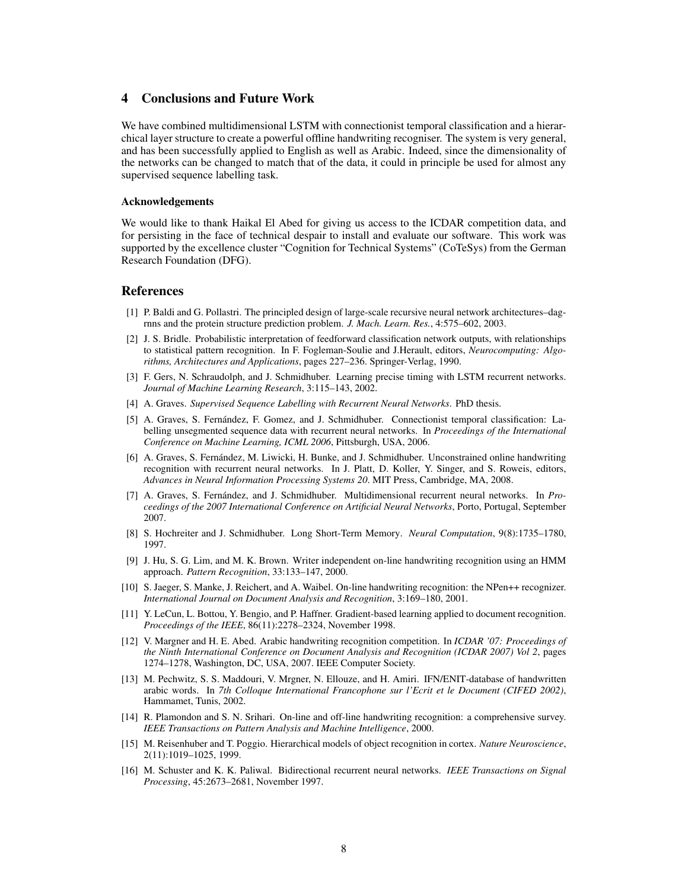## 4 Conclusions and Future Work

We have combined multidimensional LSTM with connectionist temporal classification and a hierarchical layer structure to create a powerful offline handwriting recogniser. The system is very general, and has been successfully applied to English as well as Arabic. Indeed, since the dimensionality of the networks can be changed to match that of the data, it could in principle be used for almost any supervised sequence labelling task.

#### Acknowledgements

We would like to thank Haikal El Abed for giving us access to the ICDAR competition data, and for persisting in the face of technical despair to install and evaluate our software. This work was supported by the excellence cluster "Cognition for Technical Systems" (CoTeSys) from the German Research Foundation (DFG).

## References

[1] P. Baldi and G. Pollastri. The principled design of large-scale recursive neural network architectures–dag-rnns and the protein structure prediction problem. *J. Mach. Learn. Res.*, 4:575–602, 2003.

[2] J. S. Bridle. Probabilistic interpretation of feedforward classification network outputs, with relationships to statistical pattern recognition. In F. Fogleman-Soulie and J.Herault, editors, *Neurocomputing: Algorithms, Architectures and Applications*, pages 227–236. Springer-Verlag, 1990.

[3] F. Gers, N. Schraudolph, and J. Schmidhuber. Learning precise timing with LSTM recurrent networks. *Journal of Machine Learning Research*, 3:115–143, 2002.

[4] A. Graves. *Supervised Sequence Labelling with Recurrent Neural Networks*. PhD thesis.

[5] A. Graves, S. Fernández, F. Gomez, and J. Schmidhuber. Connectionist temporal classification: Labelling unsegmented sequence data with recurrent neural networks. In *Proceedings of the International Conference on Machine Learning, ICML 2006*, Pittsburgh, USA, 2006.

[6] A. Graves, S. Fernández, M. Liwicki, H. Bunke, and J. Schmidhuber. Unconstrained online handwriting recognition with recurrent neural networks. In J. Platt, D. Koller, Y. Singer, and S. Roweis, editors, *Advances in Neural Information Processing Systems 20*. MIT Press, Cambridge, MA, 2008.

[7] A. Graves, S. Fernández, and J. Schmidhuber. Multidimensional recurrent neural networks. In *Proceedings of the 2007 International Conference on Artificial Neural Networks*, Porto, Portugal, September 2007.

[8] S. Hochreiter and J. Schmidhuber. Long Short-Term Memory. *Neural Computation*, 9(8):1735–1780, 1997.

[9] J. Hu, S. G. Lim, and M. K. Brown. Writer independent on-line handwriting recognition using an HMM approach. *Pattern Recognition*, 33:133–147, 2000.

[10] S. Jaeger, S. Manke, J. Reichert, and A. Waibel. On-line handwriting recognition: the NPen++ recognizer. *International Journal on Document Analysis and Recognition*, 3:169–180, 2001.

[11] Y. LeCun, L. Bottou, Y. Bengio, and P. Haffner. Gradient-based learning applied to document recognition. *Proceedings of the IEEE*, 86(11):2278–2324, November 1998.

[12] V. Margner and H. E. Abed. Arabic handwriting recognition competition. In *ICDAR '07: Proceedings of the Ninth International Conference on Document Analysis and Recognition (ICDAR 2007) Vol 2*, pages 1274–1278, Washington, DC, USA, 2007. IEEE Computer Society.

[13] M. Pechwitz, S. S. Maddouri, V. Mrgner, N. Ellouze, and H. Amiri. IFN/ENIT-database of handwritten arabic words. In *7th Colloque International Francophone sur l'Ecrit et le Document (CIFED 2002)*, Hammamet, Tunis, 2002.

[14] R. Plamondon and S. N. Srihari. On-line and off-line handwriting recognition: a comprehensive survey. *IEEE Transactions on Pattern Analysis and Machine Intelligence*, 2000.

[15] M. Reisenhuber and T. Poggio. Hierarchical models of object recognition in cortex. *Nature Neuroscience*, 2(11):1019–1025, 1999.

[16] M. Schuster and K. K. Paliwal. Bidirectional recurrent neural networks. *IEEE Transactions on Signal Processing*, 45:2673–2681, November 1997.